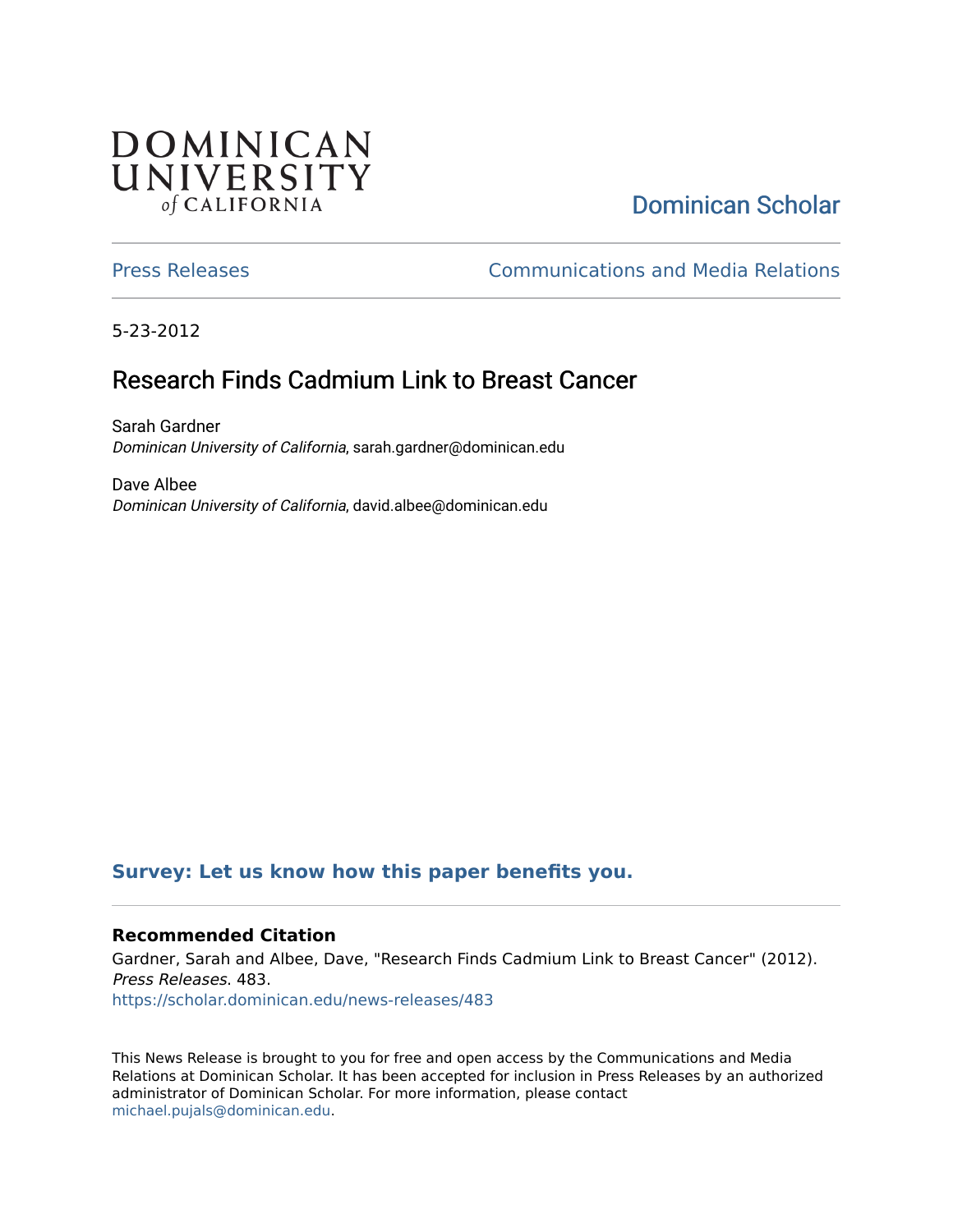DOMINICAN UNIVERSITY *of* CALIFORNIA

Dominican Scholar

Press Releases

Communications and Media Relations

5-23-2012

# Research Finds Cadmium Link to Breast Cancer

Sarah Gardner
*Dominican University of California*, sarah.gardner@dominican.edu

Dave Albee
*Dominican University of California*, david.albee@dominican.edu

**Survey: Let us know how this paper benefits you.**

### Recommended Citation

Gardner, Sarah and Albee, Dave, "Research Finds Cadmium Link to Breast Cancer" (2012). *Press Releases*. 483.
https://scholar.dominican.edu/news-releases/483

This News Release is brought to you for free and open access by the Communications and Media Relations at Dominican Scholar. It has been accepted for inclusion in Press Releases by an authorized administrator of Dominican Scholar. For more information, please contact michael.pujals@dominican.edu.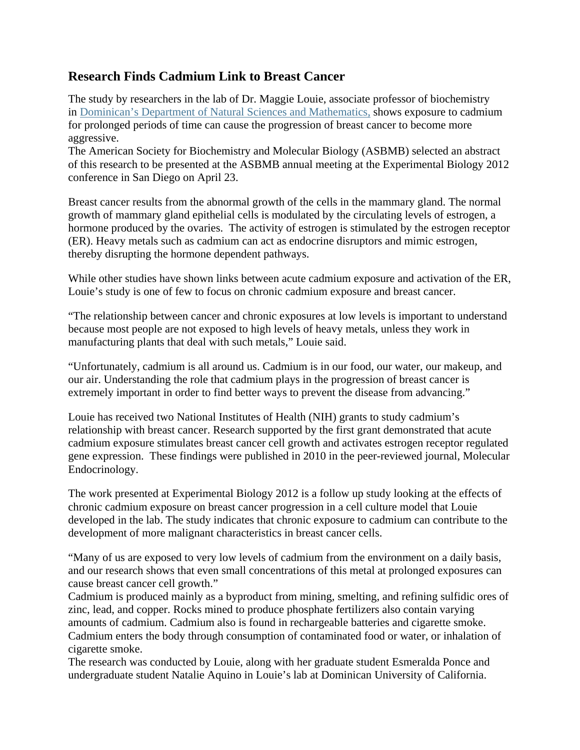## Research Finds Cadmium Link to Breast Cancer

The study by researchers in the lab of Dr. Maggie Louie, associate professor of biochemistry in Dominican's Department of Natural Sciences and Mathematics, shows exposure to cadmium for prolonged periods of time can cause the progression of breast cancer to become more aggressive.
The American Society for Biochemistry and Molecular Biology (ASBMB) selected an abstract of this research to be presented at the ASBMB annual meeting at the Experimental Biology 2012 conference in San Diego on April 23.

Breast cancer results from the abnormal growth of the cells in the mammary gland. The normal growth of mammary gland epithelial cells is modulated by the circulating levels of estrogen, a hormone produced by the ovaries. The activity of estrogen is stimulated by the estrogen receptor (ER). Heavy metals such as cadmium can act as endocrine disruptors and mimic estrogen, thereby disrupting the hormone dependent pathways.

While other studies have shown links between acute cadmium exposure and activation of the ER, Louie's study is one of few to focus on chronic cadmium exposure and breast cancer.

"The relationship between cancer and chronic exposures at low levels is important to understand because most people are not exposed to high levels of heavy metals, unless they work in manufacturing plants that deal with such metals," Louie said.

"Unfortunately, cadmium is all around us. Cadmium is in our food, our water, our makeup, and our air. Understanding the role that cadmium plays in the progression of breast cancer is extremely important in order to find better ways to prevent the disease from advancing."

Louie has received two National Institutes of Health (NIH) grants to study cadmium's relationship with breast cancer. Research supported by the first grant demonstrated that acute cadmium exposure stimulates breast cancer cell growth and activates estrogen receptor regulated gene expression. These findings were published in 2010 in the peer-reviewed journal, Molecular Endocrinology.

The work presented at Experimental Biology 2012 is a follow up study looking at the effects of chronic cadmium exposure on breast cancer progression in a cell culture model that Louie developed in the lab. The study indicates that chronic exposure to cadmium can contribute to the development of more malignant characteristics in breast cancer cells.

"Many of us are exposed to very low levels of cadmium from the environment on a daily basis, and our research shows that even small concentrations of this metal at prolonged exposures can cause breast cancer cell growth."
Cadmium is produced mainly as a byproduct from mining, smelting, and refining sulfidic ores of zinc, lead, and copper. Rocks mined to produce phosphate fertilizers also contain varying amounts of cadmium. Cadmium also is found in rechargeable batteries and cigarette smoke. Cadmium enters the body through consumption of contaminated food or water, or inhalation of cigarette smoke.
The research was conducted by Louie, along with her graduate student Esmeralda Ponce and undergraduate student Natalie Aquino in Louie's lab at Dominican University of California.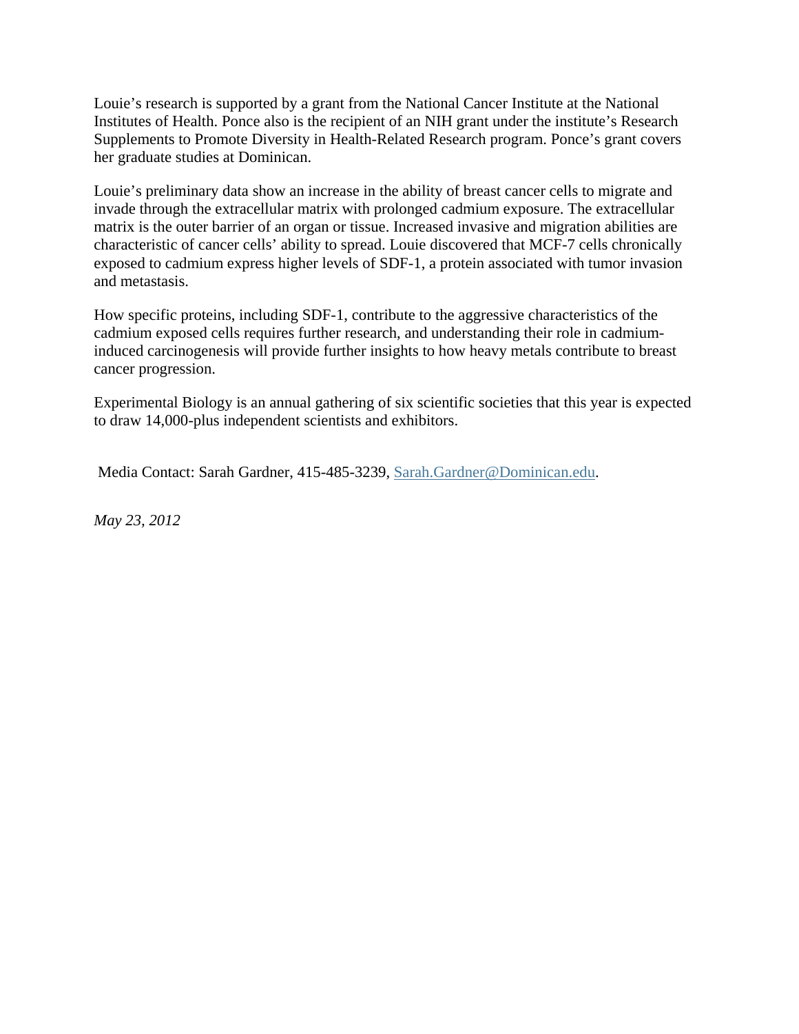Louie’s research is supported by a grant from the National Cancer Institute at the National Institutes of Health. Ponce also is the recipient of an NIH grant under the institute’s Research Supplements to Promote Diversity in Health-Related Research program. Ponce’s grant covers her graduate studies at Dominican.

Louie’s preliminary data show an increase in the ability of breast cancer cells to migrate and invade through the extracellular matrix with prolonged cadmium exposure. The extracellular matrix is the outer barrier of an organ or tissue. Increased invasive and migration abilities are characteristic of cancer cells’ ability to spread. Louie discovered that MCF-7 cells chronically exposed to cadmium express higher levels of SDF-1, a protein associated with tumor invasion and metastasis.

How specific proteins, including SDF-1, contribute to the aggressive characteristics of the cadmium exposed cells requires further research, and understanding their role in cadmium-induced carcinogenesis will provide further insights to how heavy metals contribute to breast cancer progression.

Experimental Biology is an annual gathering of six scientific societies that this year is expected to draw 14,000-plus independent scientists and exhibitors.

Media Contact: Sarah Gardner, 415-485-3239, Sarah.Gardner@Dominican.edu.

*May 23, 2012*